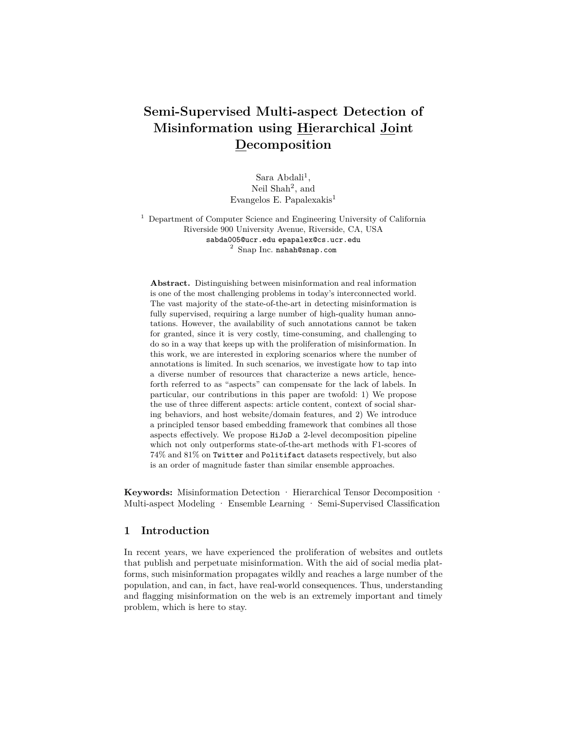# Semi-Supervised Multi-aspect Detection of Misinformation using Hierarchical Joint Decomposition

Sara Abdali[1],
Neil Shah[2], and
Evangelos E. Papalexakis[1]

[1] Department of Computer Science and Engineering University of California Riverside 900 University Avenue, Riverside, CA, USA
sabda005@ucr.edu epapalex@cs.ucr.edu
[2] Snap Inc. nshah@snap.com

**Abstract.** Distinguishing between misinformation and real information is one of the most challenging problems in today's interconnected world. The vast majority of the state-of-the-art in detecting misinformation is fully supervised, requiring a large number of high-quality human annotations. However, the availability of such annotations cannot be taken for granted, since it is very costly, time-consuming, and challenging to do so in a way that keeps up with the proliferation of misinformation. In this work, we are interested in exploring scenarios where the number of annotations is limited. In such scenarios, we investigate how to tap into a diverse number of resources that characterize a news article, henceforth referred to as "aspects" can compensate for the lack of labels. In particular, our contributions in this paper are twofold: 1) We propose the use of three different aspects: article content, context of social sharing behaviors, and host website/domain features, and 2) We introduce a principled tensor based embedding framework that combines all those aspects effectively. We propose HiJoD a 2-level decomposition pipeline which not only outperforms state-of-the-art methods with F1-scores of 74% and 81% on Twitter and Politifact datasets respectively, but also is an order of magnitude faster than similar ensemble approaches.

**Keywords:** Misinformation Detection · Hierarchical Tensor Decomposition · Multi-aspect Modeling · Ensemble Learning · Semi-Supervised Classification

## 1 Introduction

In recent years, we have experienced the proliferation of websites and outlets that publish and perpetuate misinformation. With the aid of social media platforms, such misinformation propagates wildly and reaches a large number of the population, and can, in fact, have real-world consequences. Thus, understanding and flagging misinformation on the web is an extremely important and timely problem, which is here to stay.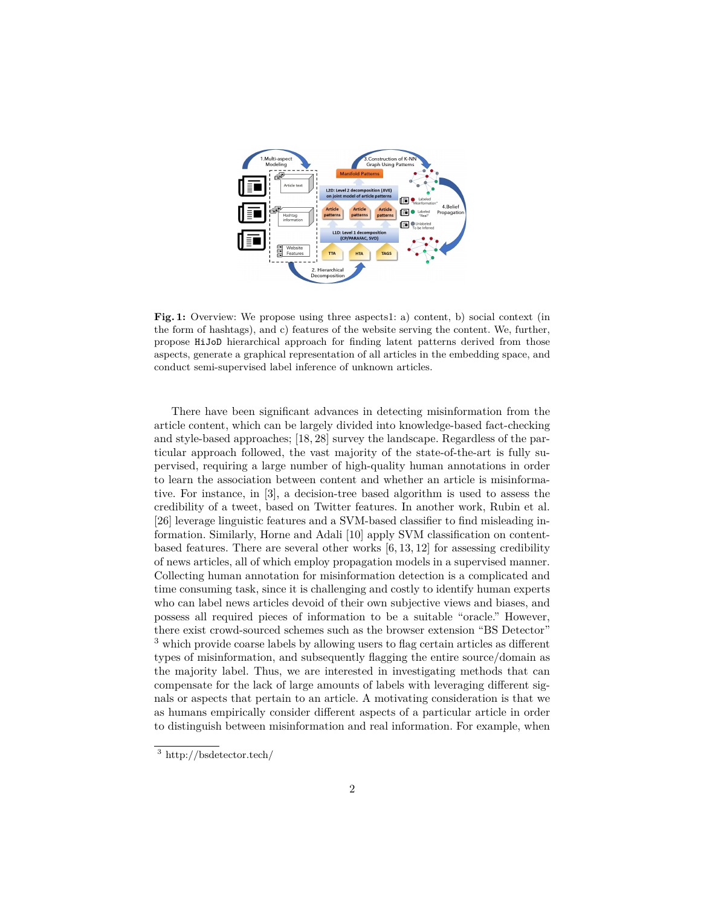**Fig. 1:** Overview: We propose using three aspects1: a) content, b) social context (in the form of hashtags), and c) features of the website serving the content. We, further, propose `HiJoD` hierarchical approach for finding latent patterns derived from those aspects, generate a graphical representation of all articles in the embedding space, and conduct semi-supervised label inference of unknown articles.

There have been significant advances in detecting misinformation from the article content, which can be largely divided into knowledge-based fact-checking and style-based approaches; [18, 28] survey the landscape. Regardless of the particular approach followed, the vast majority of the state-of-the-art is fully supervised, requiring a large number of high-quality human annotations in order to learn the association between content and whether an article is misinformative. For instance, in [3], a decision-tree based algorithm is used to assess the credibility of a tweet, based on Twitter features. In another work, Rubin et al. [26] leverage linguistic features and a SVM-based classifier to find misleading information. Similarly, Horne and Adali [10] apply SVM classification on content-based features. There are several other works [6, 13, 12] for assessing credibility of news articles, all of which employ propagation models in a supervised manner. Collecting human annotation for misinformation detection is a complicated and time consuming task, since it is challenging and costly to identify human experts who can label news articles devoid of their own subjective views and biases, and possess all required pieces of information to be a suitable "oracle." However, there exist crowd-sourced schemes such as the browser extension "BS Detector" [3] which provide coarse labels by allowing users to flag certain articles as different types of misinformation, and subsequently flagging the entire source/domain as the majority label. Thus, we are interested in investigating methods that can compensate for the lack of large amounts of labels with leveraging different signals or aspects that pertain to an article. A motivating consideration is that we as humans empirically consider different aspects of a particular article in order to distinguish between misinformation and real information. For example, when

[3] http://bsdetector.tech/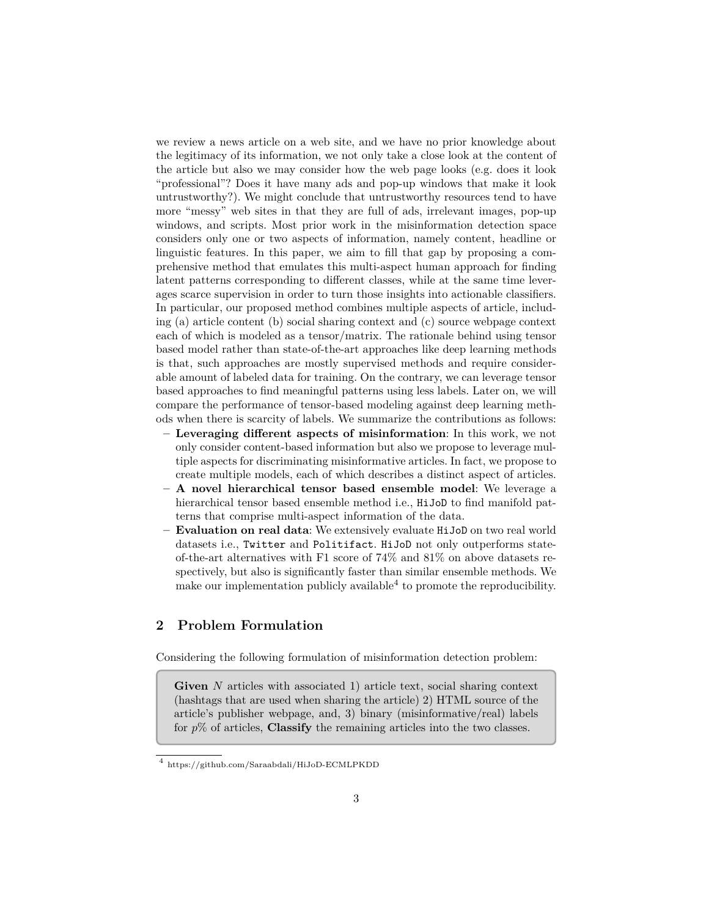we review a news article on a web site, and we have no prior knowledge about the legitimacy of its information, we not only take a close look at the content of the article but also we may consider how the web page looks (e.g. does it look "professional"? Does it have many ads and pop-up windows that make it look untrustworthy?). We might conclude that untrustworthy resources tend to have more "messy" web sites in that they are full of ads, irrelevant images, pop-up windows, and scripts. Most prior work in the misinformation detection space considers only one or two aspects of information, namely content, headline or linguistic features. In this paper, we aim to fill that gap by proposing a comprehensive method that emulates this multi-aspect human approach for finding latent patterns corresponding to different classes, while at the same time leverages scarce supervision in order to turn those insights into actionable classifiers. In particular, our proposed method combines multiple aspects of article, including (a) article content (b) social sharing context and (c) source webpage context each of which is modeled as a tensor/matrix. The rationale behind using tensor based model rather than state-of-the-art approaches like deep learning methods is that, such approaches are mostly supervised methods and require considerable amount of labeled data for training. On the contrary, we can leverage tensor based approaches to find meaningful patterns using less labels. Later on, we will compare the performance of tensor-based modeling against deep learning methods when there is scarcity of labels. We summarize the contributions as follows:

- **Leveraging different aspects of misinformation**: In this work, we not only consider content-based information but also we propose to leverage multiple aspects for discriminating misinformative articles. In fact, we propose to create multiple models, each of which describes a distinct aspect of articles.
- **A novel hierarchical tensor based ensemble model**: We leverage a hierarchical tensor based ensemble method i.e., `HiJoD` to find manifold patterns that comprise multi-aspect information of the data.
- **Evaluation on real data**: We extensively evaluate `HiJoD` on two real world datasets i.e., `Twitter` and `Politifact`. `HiJoD` not only outperforms state-of-the-art alternatives with F1 score of 74% and 81% on above datasets respectively, but also is significantly faster than similar ensemble methods. We make our implementation publicly available[4] to promote the reproducibility.

## 2 Problem Formulation

Considering the following formulation of misinformation detection problem:

> **Given** $N$ articles with associated 1) article text, social sharing context (hashtags that are used when sharing the article) 2) HTML source of the article's publisher webpage, and, 3) binary (misinformative/real) labels for $p$% of articles, **Classify** the remaining articles into the two classes.

[4] https://github.com/Saraabdali/HiJoD-ECMLPKDD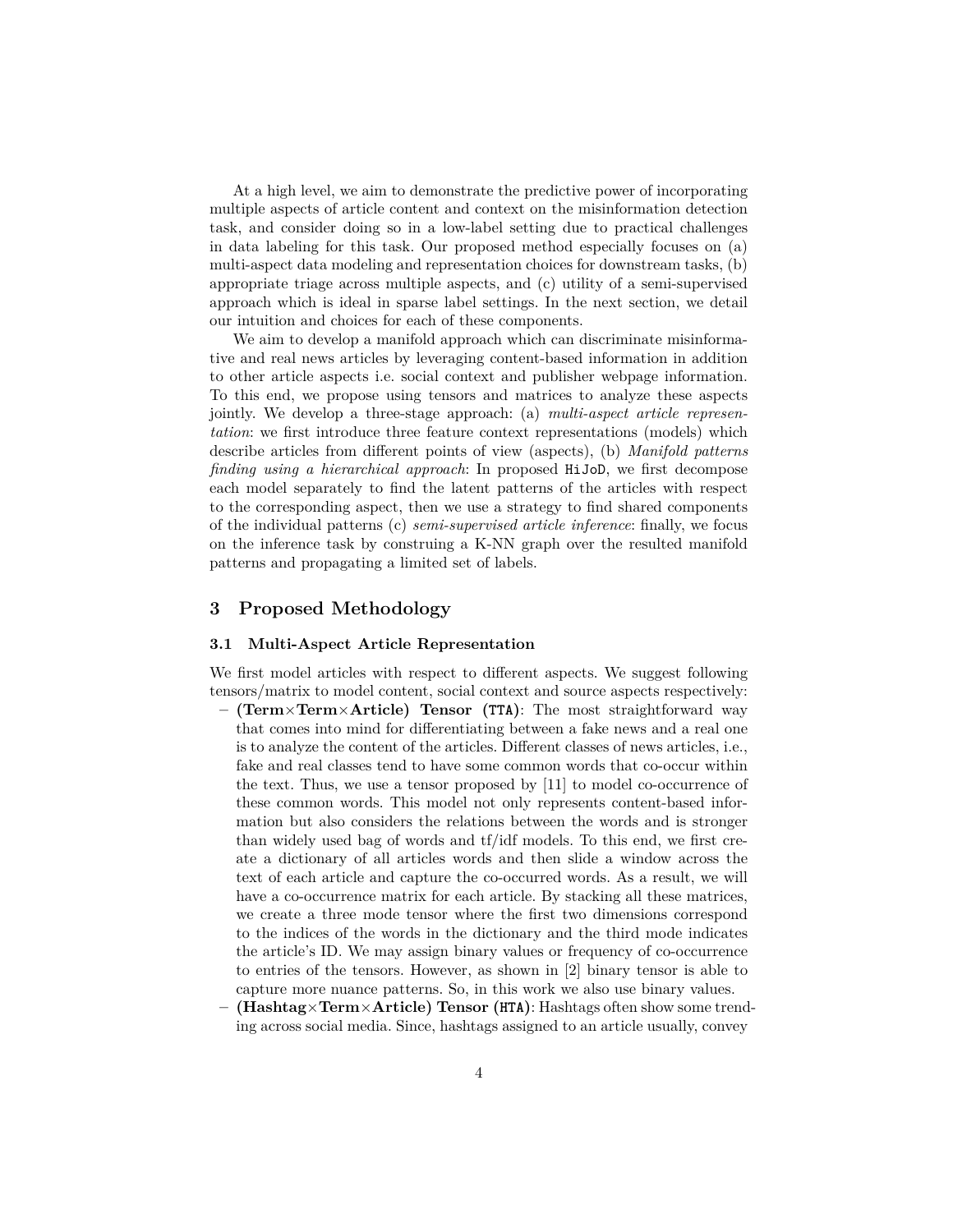At a high level, we aim to demonstrate the predictive power of incorporating multiple aspects of article content and context on the misinformation detection task, and consider doing so in a low-label setting due to practical challenges in data labeling for this task. Our proposed method especially focuses on (a) multi-aspect data modeling and representation choices for downstream tasks, (b) appropriate triage across multiple aspects, and (c) utility of a semi-supervised approach which is ideal in sparse label settings. In the next section, we detail our intuition and choices for each of these components.

We aim to develop a manifold approach which can discriminate misinformative and real news articles by leveraging content-based information in addition to other article aspects i.e. social context and publisher webpage information. To this end, we propose using tensors and matrices to analyze these aspects jointly. We develop a three-stage approach: (a) *multi-aspect article representation*: we first introduce three feature context representations (models) which describe articles from different points of view (aspects), (b) *Manifold patterns finding using a hierarchical approach*: In proposed `HiJoD`, we first decompose each model separately to find the latent patterns of the articles with respect to the corresponding aspect, then we use a strategy to find shared components of the individual patterns (c) *semi-supervised article inference*: finally, we focus on the inference task by construing a K-NN graph over the resulted manifold patterns and propagating a limited set of labels.

## 3 Proposed Methodology

### 3.1 Multi-Aspect Article Representation

We first model articles with respect to different aspects. We suggest following tensors/matrix to model content, social context and source aspects respectively:

- **(Term×Term×Article) Tensor (`TTA`)**: The most straightforward way that comes into mind for differentiating between a fake news and a real one is to analyze the content of the articles. Different classes of news articles, i.e., fake and real classes tend to have some common words that co-occur within the text. Thus, we use a tensor proposed by [11] to model co-occurrence of these common words. This model not only represents content-based information but also considers the relations between the words and is stronger than widely used bag of words and tf/idf models. To this end, we first create a dictionary of all articles words and then slide a window across the text of each article and capture the co-occurred words. As a result, we will have a co-occurrence matrix for each article. By stacking all these matrices, we create a three mode tensor where the first two dimensions correspond to the indices of the words in the dictionary and the third mode indicates the article's ID. We may assign binary values or frequency of co-occurrence to entries of the tensors. However, as shown in [2] binary tensor is able to capture more nuance patterns. So, in this work we also use binary values.
- **(Hashtag×Term×Article) Tensor (`HTA`)**: Hashtags often show some trending across social media. Since, hashtags assigned to an article usually, convey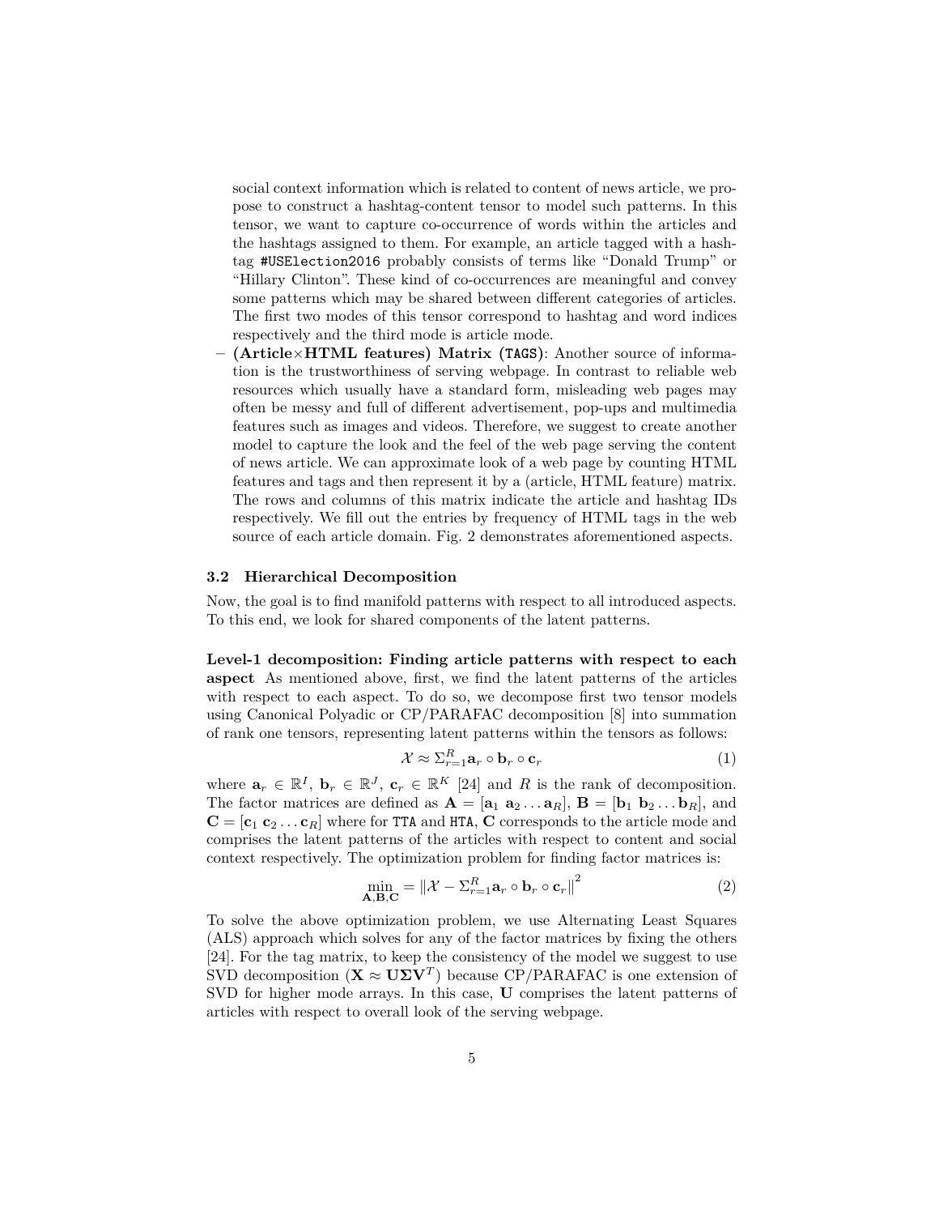social context information which is related to content of news article, we propose to construct a hashtag-content tensor to model such patterns. In this tensor, we want to capture co-occurrence of words within the articles and the hashtags assigned to them. For example, an article tagged with a hashtag `#USElection2016` probably consists of terms like "Donald Trump" or "Hillary Clinton". These kind of co-occurrences are meaningful and convey some patterns which may be shared between different categories of articles. The first two modes of this tensor correspond to hashtag and word indices respectively and the third mode is article mode.

– **(Article×HTML features) Matrix (`TAGS`)**: Another source of information is the trustworthiness of serving webpage. In contrast to reliable web resources which usually have a standard form, misleading web pages may often be messy and full of different advertisement, pop-ups and multimedia features such as images and videos. Therefore, we suggest to create another model to capture the look and the feel of the web page serving the content of news article. We can approximate look of a web page by counting HTML features and tags and then represent it by a (article, HTML feature) matrix. The rows and columns of this matrix indicate the article and hashtag IDs respectively. We fill out the entries by frequency of HTML tags in the web source of each article domain. Fig. 2 demonstrates aforementioned aspects.

### 3.2 Hierarchical Decomposition

Now, the goal is to find manifold patterns with respect to all introduced aspects. To this end, we look for shared components of the latent patterns.

**Level-1 decomposition: Finding article patterns with respect to each aspect** As mentioned above, first, we find the latent patterns of the articles with respect to each aspect. To do so, we decompose first two tensor models using Canonical Polyadic or CP/PARAFAC decomposition [8] into summation of rank one tensors, representing latent patterns within the tensors as follows:

$$\mathcal{X} \approx \Sigma_{r=1}^{R} \mathbf{a}_r \circ \mathbf{b}_r \circ \mathbf{c}_r \tag{1}$$

where $\mathbf{a}_r \in \mathbb{R}^I$, $\mathbf{b}_r \in \mathbb{R}^J$, $\mathbf{c}_r \in \mathbb{R}^K$ [24] and $R$ is the rank of decomposition. The factor matrices are defined as $\mathbf{A} = [\mathbf{a}_1 \ \mathbf{a}_2 \dots \mathbf{a}_R]$, $\mathbf{B} = [\mathbf{b}_1 \ \mathbf{b}_2 \dots \mathbf{b}_R]$, and $\mathbf{C} = [\mathbf{c}_1 \ \mathbf{c}_2 \dots \mathbf{c}_R]$ where for `TTA` and `HTA`, $\mathbf{C}$ corresponds to the article mode and comprises the latent patterns of the articles with respect to content and social context respectively. The optimization problem for finding factor matrices is:

$$\min_{\mathbf{A},\mathbf{B},\mathbf{C}} = \left\| \mathcal{X} - \Sigma_{r=1}^{R} \mathbf{a}_r \circ \mathbf{b}_r \circ \mathbf{c}_r \right\|^2 \tag{2}$$

To solve the above optimization problem, we use Alternating Least Squares (ALS) approach which solves for any of the factor matrices by fixing the others [24]. For the tag matrix, to keep the consistency of the model we suggest to use SVD decomposition ($\mathbf{X} \approx \mathbf{U}\mathbf{\Sigma}\mathbf{V}^T$) because CP/PARAFAC is one extension of SVD for higher mode arrays. In this case, $\mathbf{U}$ comprises the latent patterns of articles with respect to overall look of the serving webpage.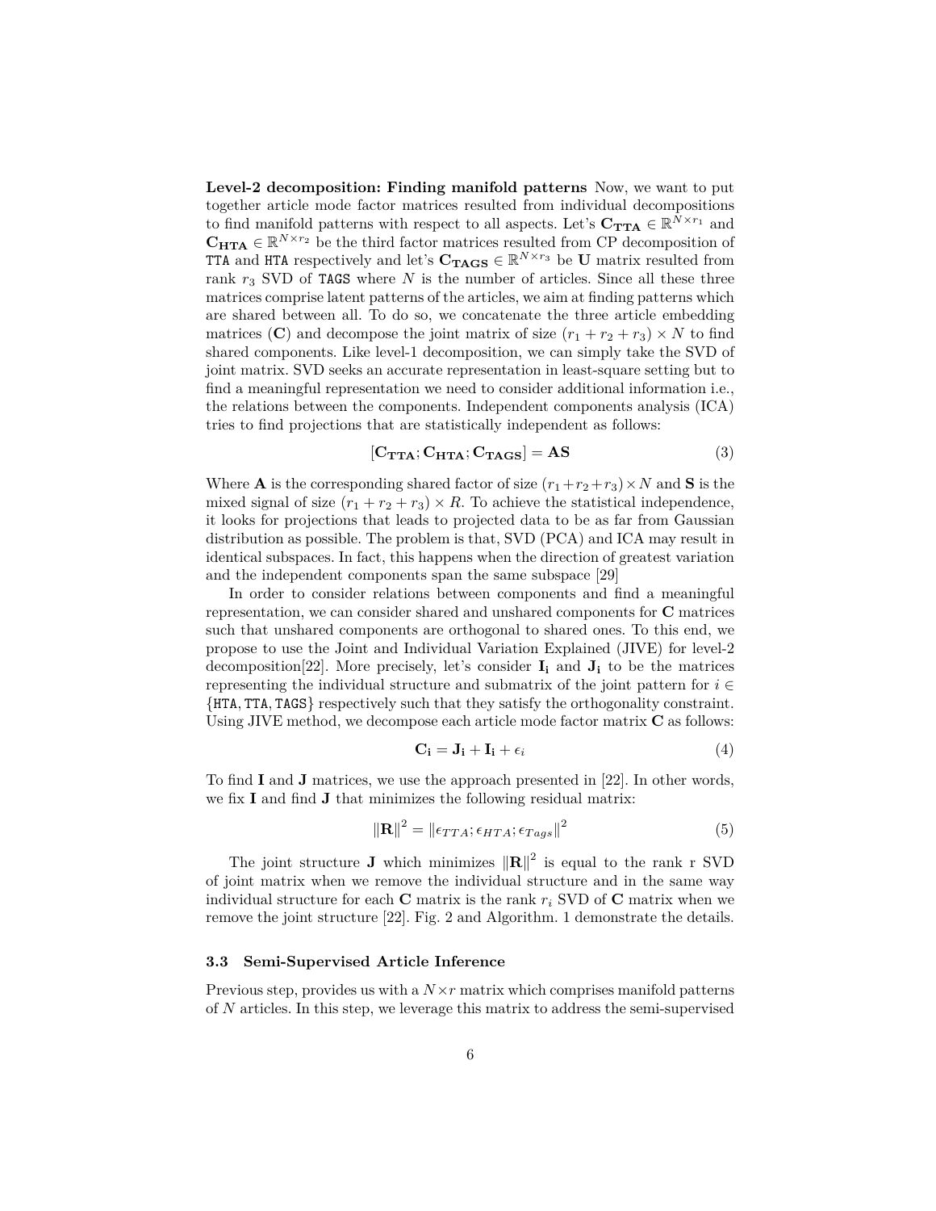**Level-2 decomposition: Finding manifold patterns** Now, we want to put together article mode factor matrices resulted from individual decompositions to find manifold patterns with respect to all aspects. Let's $\mathbf{C_{TTA}} \in \mathbb{R}^{N\times r_1}$ and $\mathbf{C_{HTA}} \in \mathbb{R}^{N\times r_2}$ be the third factor matrices resulted from CP decomposition of TTA and HTA respectively and let's $\mathbf{C_{TAGS}} \in \mathbb{R}^{N\times r_3}$ be $\mathbf{U}$ matrix resulted from rank $r_3$ SVD of TAGS where $N$ is the number of articles. Since all these three matrices comprise latent patterns of the articles, we aim at finding patterns which are shared between all. To do so, we concatenate the three article embedding matrices ($\mathbf{C}$) and decompose the joint matrix of size $(r_1 + r_2 + r_3) \times N$ to find shared components. Like level-1 decomposition, we can simply take the SVD of joint matrix. SVD seeks an accurate representation in least-square setting but to find a meaningful representation we need to consider additional information i.e., the relations between the components. Independent components analysis (ICA) tries to find projections that are statistically independent as follows:

$$[\mathbf{C_{TTA}}; \mathbf{C_{HTA}}; \mathbf{C_{TAGS}}] = \mathbf{AS} \tag{3}$$

Where $\mathbf{A}$ is the corresponding shared factor of size $(r_1+r_2+r_3)\times N$ and $\mathbf{S}$ is the mixed signal of size $(r_1 + r_2 + r_3) \times R$. To achieve the statistical independence, it looks for projections that leads to projected data to be as far from Gaussian distribution as possible. The problem is that, SVD (PCA) and ICA may result in identical subspaces. In fact, this happens when the direction of greatest variation and the independent components span the same subspace [29]

In order to consider relations between components and find a meaningful representation, we can consider shared and unshared components for $\mathbf{C}$ matrices such that unshared components are orthogonal to shared ones. To this end, we propose to use the Joint and Individual Variation Explained (JIVE) for level-2 decomposition[22]. More precisely, let's consider $\mathbf{I_i}$ and $\mathbf{J_i}$ to be the matrices representing the individual structure and submatrix of the joint pattern for $i \in \{\texttt{HTA}, \texttt{TTA}, \texttt{TAGS}\}$ respectively such that they satisfy the orthogonality constraint. Using JIVE method, we decompose each article mode factor matrix $\mathbf{C}$ as follows:

$$\mathbf{C_i} = \mathbf{J_i} + \mathbf{I_i} + \epsilon_i \tag{4}$$

To find $\mathbf{I}$ and $\mathbf{J}$ matrices, we use the approach presented in [22]. In other words, we fix $\mathbf{I}$ and find $\mathbf{J}$ that minimizes the following residual matrix:

$$\|\mathbf{R}\|^2 = \|\epsilon_{TTA}; \epsilon_{HTA}; \epsilon_{Tags}\|^2 \tag{5}$$

The joint structure $\mathbf{J}$ which minimizes $\|\mathbf{R}\|^2$ is equal to the rank r SVD of joint matrix when we remove the individual structure and in the same way individual structure for each $\mathbf{C}$ matrix is the rank $r_i$ SVD of $\mathbf{C}$ matrix when we remove the joint structure [22]. Fig. 2 and Algorithm. 1 demonstrate the details.

### 3.3 Semi-Supervised Article Inference

Previous step, provides us with a $N\times r$ matrix which comprises manifold patterns of $N$ articles. In this step, we leverage this matrix to address the semi-supervised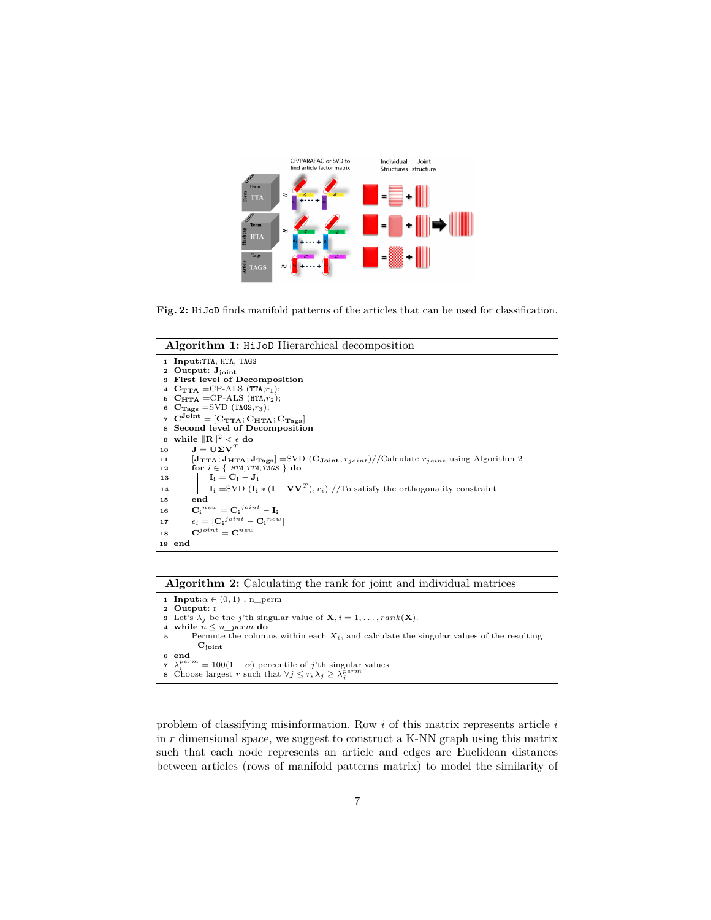**Fig. 2:** HiJoD finds manifold patterns of the articles that can be used for classification.

---

**Algorithm 1:** HiJoD Hierarchical decomposition

```
1  Input: TTA, HTA, TAGS
2  Output: J_joint
3  First level of Decomposition
4  C_TTA = CP-ALS (TTA, r_1);
5  C_HTA = CP-ALS (HTA, r_2);
6  C_Tags = SVD (TAGS, r_3);
7  C^Joint = [C_TTA; C_HTA; C_Tags]
8  Second level of Decomposition
9  while ||R||^2 < ε do
10     J = UΣV^T
11     [J_TTA; J_HTA; J_Tags] = SVD (C_Joint, r_joint) //Calculate r_joint using Algorithm 2
12     for i ∈ { HTA, TTA, TAGS } do
13         I_i = C_i − J_i
14         I_i = SVD (I_i * (I − VV^T), r_i) //To satisfy the orthogonality constraint
15     end
16     C_i^new = C_i^joint − I_i
17     ε_i = |C_i^joint − C_i^new|
18     C^joint = C^new
19 end
```

---

**Algorithm 2:** Calculating the rank for joint and individual matrices

```
1  Input: α ∈ (0, 1) , n_perm
2  Output: r
3  Let's λ_j be the j'th singular value of X, i = 1, ..., rank(X).
4  while n ≤ n_perm do
5      Permute the columns within each X_i, and calculate the singular values of the resulting
       C_joint
6  end
7  λ_i^perm = 100(1 − α) percentile of j'th singular values
8  Choose largest r such that ∀j ≤ r, λ_j ≥ λ_j^perm
```

---

problem of classifying misinformation. Row $i$ of this matrix represents article $i$ in $r$ dimensional space, we suggest to construct a K-NN graph using this matrix such that each node represents an article and edges are Euclidean distances between articles (rows of manifold patterns matrix) to model the similarity of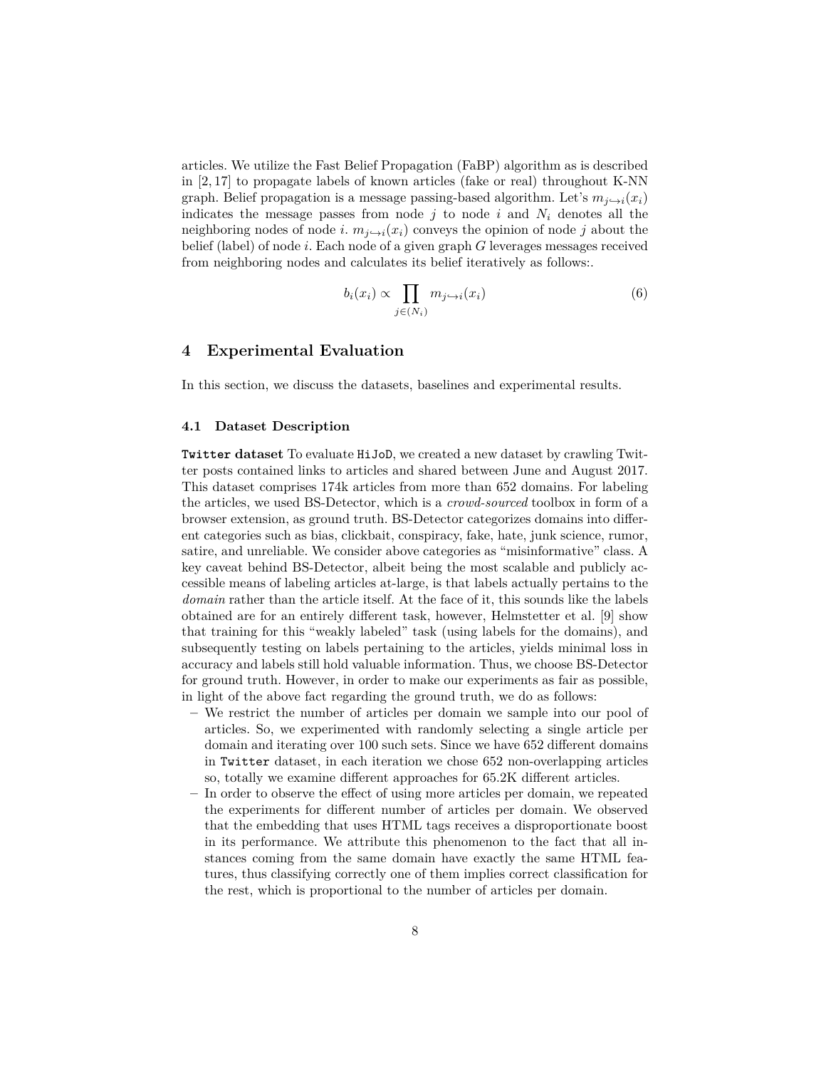articles. We utilize the Fast Belief Propagation (FaBP) algorithm as is described in [2, 17] to propagate labels of known articles (fake or real) throughout K-NN graph. Belief propagation is a message passing-based algorithm. Let's $m_{j \hookrightarrow i}(x_i)$ indicates the message passes from node $j$ to node $i$ and $N_i$ denotes all the neighboring nodes of node $i$. $m_{j \hookrightarrow i}(x_i)$ conveys the opinion of node $j$ about the belief (label) of node $i$. Each node of a given graph $G$ leverages messages received from neighboring nodes and calculates its belief iteratively as follows:.

$$b_i(x_i) \propto \prod_{j \in (N_i)} m_{j \hookrightarrow i}(x_i) \tag{6}$$

## 4 Experimental Evaluation

In this section, we discuss the datasets, baselines and experimental results.

### 4.1 Dataset Description

**`Twitter` dataset** To evaluate `HiJoD`, we created a new dataset by crawling Twitter posts contained links to articles and shared between June and August 2017. This dataset comprises 174k articles from more than 652 domains. For labeling the articles, we used BS-Detector, which is a *crowd-sourced* toolbox in form of a browser extension, as ground truth. BS-Detector categorizes domains into different categories such as bias, clickbait, conspiracy, fake, hate, junk science, rumor, satire, and unreliable. We consider above categories as "misinformative" class. A key caveat behind BS-Detector, albeit being the most scalable and publicly accessible means of labeling articles at-large, is that labels actually pertains to the *domain* rather than the article itself. At the face of it, this sounds like the labels obtained are for an entirely different task, however, Helmstetter et al. [9] show that training for this "weakly labeled" task (using labels for the domains), and subsequently testing on labels pertaining to the articles, yields minimal loss in accuracy and labels still hold valuable information. Thus, we choose BS-Detector for ground truth. However, in order to make our experiments as fair as possible, in light of the above fact regarding the ground truth, we do as follows:

- We restrict the number of articles per domain we sample into our pool of articles. So, we experimented with randomly selecting a single article per domain and iterating over 100 such sets. Since we have 652 different domains in `Twitter` dataset, in each iteration we chose 652 non-overlapping articles so, totally we examine different approaches for 65.2K different articles.
- In order to observe the effect of using more articles per domain, we repeated the experiments for different number of articles per domain. We observed that the embedding that uses HTML tags receives a disproportionate boost in its performance. We attribute this phenomenon to the fact that all instances coming from the same domain have exactly the same HTML features, thus classifying correctly one of them implies correct classification for the rest, which is proportional to the number of articles per domain.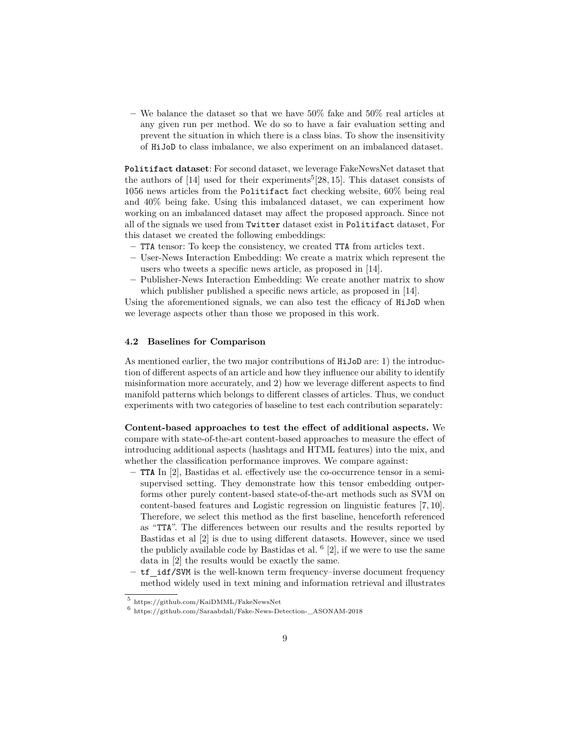– We balance the dataset so that we have 50% fake and 50% real articles at any given run per method. We do so to have a fair evaluation setting and prevent the situation in which there is a class bias. To show the insensitivity of HiJoD to class imbalance, we also experiment on an imbalanced dataset.

**Politifact dataset**: For second dataset, we leverage FakeNewsNet dataset that the authors of [14] used for their experiments[5][28, 15]. This dataset consists of 1056 news articles from the Politifact fact checking website, 60% being real and 40% being fake. Using this imbalanced dataset, we can experiment how working on an imbalanced dataset may affect the proposed approach. Since not all of the signals we used from Twitter dataset exist in Politifact dataset, For this dataset we created the following embeddings:

– TTA tensor: To keep the consistency, we created TTA from articles text.
– User-News Interaction Embedding: We create a matrix which represent the users who tweets a specific news article, as proposed in [14].
– Publisher-News Interaction Embedding: We create another matrix to show which publisher published a specific news article, as proposed in [14].

Using the aforementioned signals, we can also test the efficacy of HiJoD when we leverage aspects other than those we proposed in this work.

### 4.2 Baselines for Comparison

As mentioned earlier, the two major contributions of HiJoD are: 1) the introduction of different aspects of an article and how they influence our ability to identify misinformation more accurately, and 2) how we leverage different aspects to find manifold patterns which belongs to different classes of articles. Thus, we conduct experiments with two categories of baseline to test each contribution separately:

**Content-based approaches to test the effect of additional aspects.** We compare with state-of-the-art content-based approaches to measure the effect of introducing additional aspects (hashtags and HTML features) into the mix, and whether the classification performance improves. We compare against:

– **TTA** In [2], Bastidas et al. effectively use the co-occurrence tensor in a semi-supervised setting. They demonstrate how this tensor embedding outperforms other purely content-based state-of-the-art methods such as SVM on content-based features and Logistic regression on linguistic features [7, 10]. Therefore, we select this method as the first baseline, henceforth referenced as "TTA". The differences between our results and the results reported by Bastidas et al [2] is due to using different datasets. However, since we used the publicly available code by Bastidas et al. [6] [2], if we were to use the same data in [2] the results would be exactly the same.
– **tf_idf/SVM** is the well-known term frequency–inverse document frequency method widely used in text mining and information retrieval and illustrates

[5] https://github.com/KaiDMML/FakeNewsNet

[6] https://github.com/Saraabdali/Fake-News-Detection-_ASONAM-2018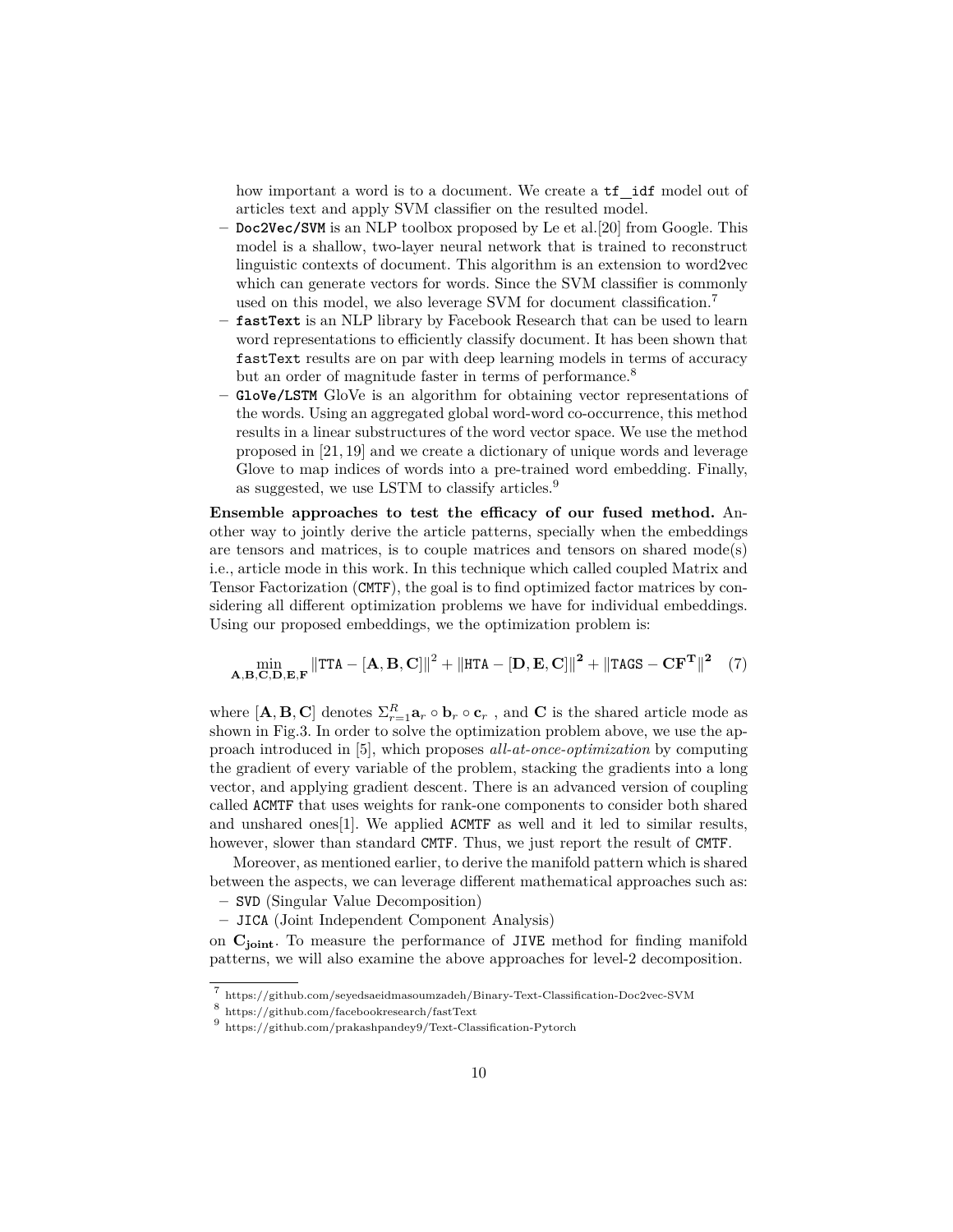how important a word is to a document. We create a `tf_idf` model out of articles text and apply SVM classifier on the resulted model.

- `Doc2Vec/SVM` is an NLP toolbox proposed by Le et al.[20] from Google. This model is a shallow, two-layer neural network that is trained to reconstruct linguistic contexts of document. This algorithm is an extension to word2vec which can generate vectors for words. Since the SVM classifier is commonly used on this model, we also leverage SVM for document classification.[7]
- `fastText` is an NLP library by Facebook Research that can be used to learn word representations to efficiently classify document. It has been shown that `fastText` results are on par with deep learning models in terms of accuracy but an order of magnitude faster in terms of performance.[8]
- `GloVe/LSTM` GloVe is an algorithm for obtaining vector representations of the words. Using an aggregated global word-word co-occurrence, this method results in a linear substructures of the word vector space. We use the method proposed in [21, 19] and we create a dictionary of unique words and leverage Glove to map indices of words into a pre-trained word embedding. Finally, as suggested, we use LSTM to classify articles.[9]

**Ensemble approaches to test the efficacy of our fused method.** Another way to jointly derive the article patterns, specially when the embeddings are tensors and matrices, is to couple matrices and tensors on shared mode(s) i.e., article mode in this work. In this technique which called coupled Matrix and Tensor Factorization (`CMTF`), the goal is to find optimized factor matrices by considering all different optimization problems we have for individual embeddings. Using our proposed embeddings, we the optimization problem is:

$$\min_{\mathbf{A},\mathbf{B},\mathbf{C},\mathbf{D},\mathbf{E},\mathbf{F}} \|\texttt{TTA} - [\mathbf{A},\mathbf{B},\mathbf{C}]\|^2 + \|\texttt{HTA} - [\mathbf{D},\mathbf{E},\mathbf{C}]\|^{\mathbf{2}} + \|\texttt{TAGS} - \mathbf{C}\mathbf{F}^{\mathbf{T}}\|^{\mathbf{2}} \quad (7)$$

where $[\mathbf{A},\mathbf{B},\mathbf{C}]$ denotes $\Sigma_{r=1}^{R}\mathbf{a}_r \circ \mathbf{b}_r \circ \mathbf{c}_r$ , and $\mathbf{C}$ is the shared article mode as shown in Fig.3. In order to solve the optimization problem above, we use the approach introduced in [5], which proposes *all-at-once-optimization* by computing the gradient of every variable of the problem, stacking the gradients into a long vector, and applying gradient descent. There is an advanced version of coupling called `ACMTF` that uses weights for rank-one components to consider both shared and unshared ones[1]. We applied `ACMTF` as well and it led to similar results, however, slower than standard `CMTF`. Thus, we just report the result of `CMTF`.

Moreover, as mentioned earlier, to derive the manifold pattern which is shared between the aspects, we can leverage different mathematical approaches such as:

- `SVD` (Singular Value Decomposition)
- `JICA` (Joint Independent Component Analysis)

on $\mathbf{C_{joint}}$. To measure the performance of `JIVE` method for finding manifold patterns, we will also examine the above approaches for level-2 decomposition.

---

[7] https://github.com/seyedsaeidmasoumzadeh/Binary-Text-Classification-Doc2vec-SVM

[8] https://github.com/facebookresearch/fastText

[9] https://github.com/prakashpandey9/Text-Classification-Pytorch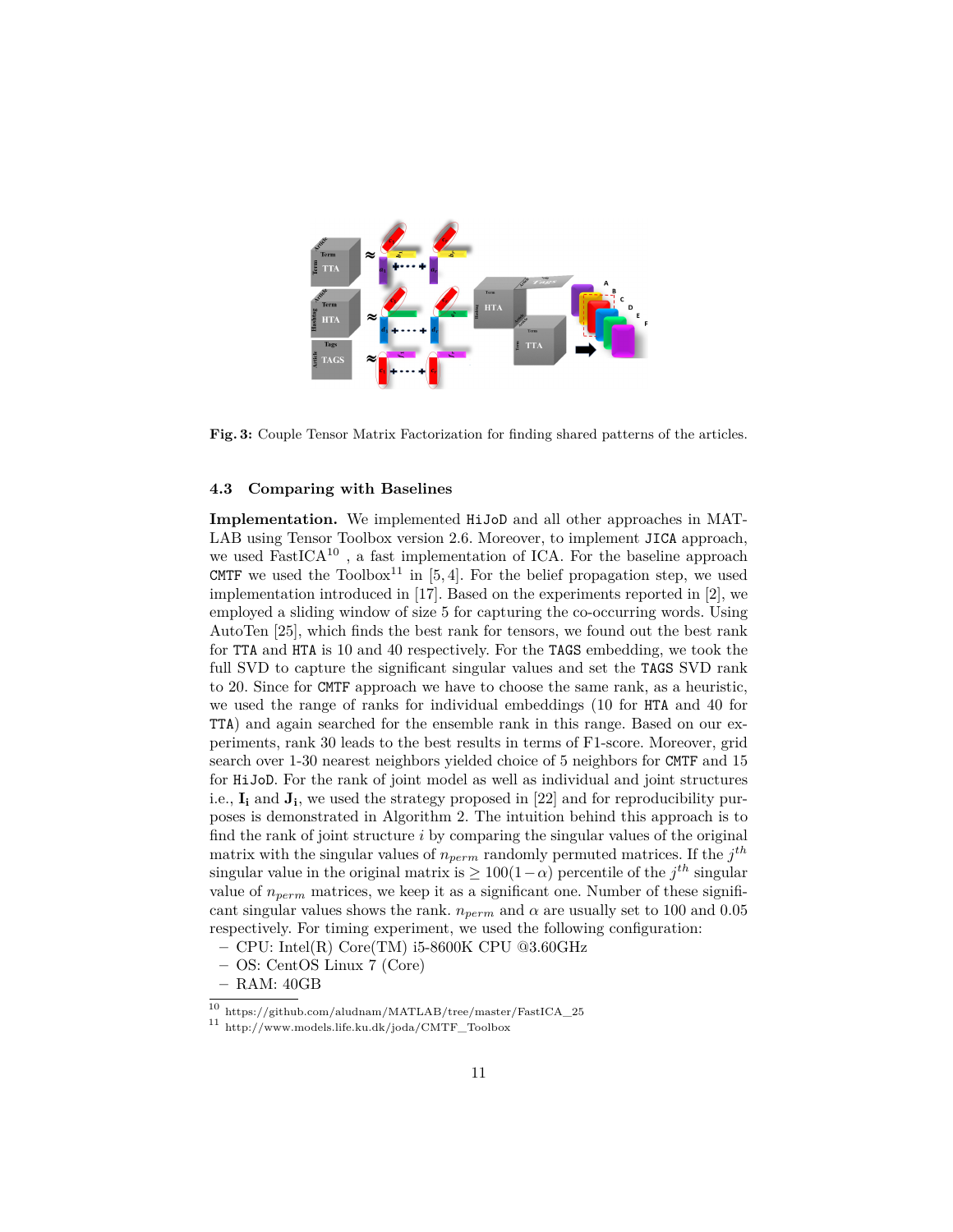**Fig. 3:** Couple Tensor Matrix Factorization for finding shared patterns of the articles.

### 4.3 Comparing with Baselines

**Implementation.** We implemented `HiJoD` and all other approaches in MATLAB using Tensor Toolbox version 2.6. Moreover, to implement `JICA` approach, we used FastICA[10] , a fast implementation of ICA. For the baseline approach `CMTF` we used the Toolbox[11] in [5, 4]. For the belief propagation step, we used implementation introduced in [17]. Based on the experiments reported in [2], we employed a sliding window of size 5 for capturing the co-occurring words. Using AutoTen [25], which finds the best rank for tensors, we found out the best rank for `TTA` and `HTA` is 10 and 40 respectively. For the `TAGS` embedding, we took the full SVD to capture the significant singular values and set the `TAGS` SVD rank to 20. Since for `CMTF` approach we have to choose the same rank, as a heuristic, we used the range of ranks for individual embeddings (10 for `HTA` and 40 for `TTA`) and again searched for the ensemble rank in this range. Based on our experiments, rank 30 leads to the best results in terms of F1-score. Moreover, grid search over 1-30 nearest neighbors yielded choice of 5 neighbors for `CMTF` and 15 for `HiJoD`. For the rank of joint model as well as individual and joint structures i.e., $\mathbf{I_i}$ and $\mathbf{J_i}$, we used the strategy proposed in [22] and for reproducibility purposes is demonstrated in Algorithm 2. The intuition behind this approach is to find the rank of joint structure $i$ by comparing the singular values of the original matrix with the singular values of $n_{perm}$ randomly permuted matrices. If the $j^{th}$ singular value in the original matrix is $\geq 100(1-\alpha)$ percentile of the $j^{th}$ singular value of $n_{perm}$ matrices, we keep it as a significant one. Number of these significant singular values shows the rank. $n_{perm}$ and $\alpha$ are usually set to 100 and 0.05 respectively. For timing experiment, we used the following configuration:

- CPU: Intel(R) Core(TM) i5-8600K CPU @3.60GHz
- OS: CentOS Linux 7 (Core)
- RAM: 40GB

[10] https://github.com/aludnam/MATLAB/tree/master/FastICA_25

[11] http://www.models.life.ku.dk/joda/CMTF_Toolbox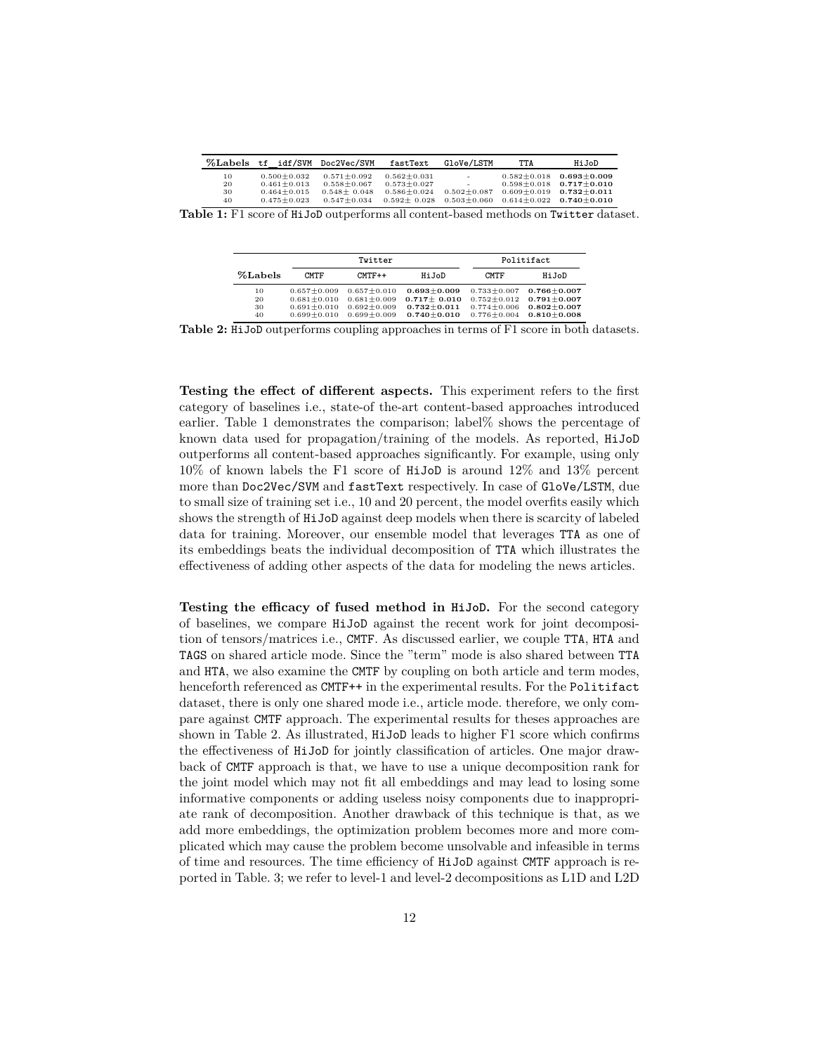| %Labels | tf_idf/SVM | Doc2Vec/SVM | fastText | GloVe/LSTM | TTA | HiJoD |
|---|---|---|---|---|---|---|
| 10 | 0.500±0.032 | 0.571±0.092 | 0.562±0.031 | - | 0.582±0.018 | **0.693±0.009** |
| 20 | 0.461±0.013 | 0.558±0.067 | 0.573±0.027 | - | 0.598±0.018 | **0.717±0.010** |
| 30 | 0.464±0.015 | 0.548± 0.048 | 0.586±0.024 | 0.502±0.087 | 0.609±0.019 | **0.732±0.011** |
| 40 | 0.475±0.023 | 0.547±0.034 | 0.592± 0.028 | 0.503±0.060 | 0.614±0.022 | **0.740±0.010** |

**Table 1:** F1 score of HiJoD outperforms all content-based methods on Twitter dataset.

| | Twitter | | | Politifact | |
|---|---|---|---|---|---|
| %Labels | CMTF | CMTF++ | HiJoD | CMTF | HiJoD |
| 10 | 0.657±0.009 | 0.657±0.010 | **0.693±0.009** | 0.733±0.007 | **0.766±0.007** |
| 20 | 0.681±0.010 | 0.681±0.009 | **0.717± 0.010** | 0.752±0.012 | **0.791±0.007** |
| 30 | 0.691±0.010 | 0.692±0.009 | **0.732±0.011** | 0.774±0.006 | **0.802±0.007** |
| 40 | 0.699±0.010 | 0.699±0.009 | **0.740±0.010** | 0.776±0.004 | **0.810±0.008** |

**Table 2:** HiJoD outperforms coupling approaches in terms of F1 score in both datasets.

**Testing the effect of different aspects.** This experiment refers to the first category of baselines i.e., state-of the-art content-based approaches introduced earlier. Table 1 demonstrates the comparison; label% shows the percentage of known data used for propagation/training of the models. As reported, HiJoD outperforms all content-based approaches significantly. For example, using only 10% of known labels the F1 score of HiJoD is around 12% and 13% percent more than Doc2Vec/SVM and fastText respectively. In case of GloVe/LSTM, due to small size of training set i.e., 10 and 20 percent, the model overfits easily which shows the strength of HiJoD against deep models when there is scarcity of labeled data for training. Moreover, our ensemble model that leverages TTA as one of its embeddings beats the individual decomposition of TTA which illustrates the effectiveness of adding other aspects of the data for modeling the news articles.

**Testing the efficacy of fused method in HiJoD.** For the second category of baselines, we compare HiJoD against the recent work for joint decomposition of tensors/matrices i.e., CMTF. As discussed earlier, we couple TTA, HTA and TAGS on shared article mode. Since the "term" mode is also shared between TTA and HTA, we also examine the CMTF by coupling on both article and term modes, henceforth referenced as CMTF++ in the experimental results. For the Politifact dataset, there is only one shared mode i.e., article mode. therefore, we only compare against CMTF approach. The experimental results for theses approaches are shown in Table 2. As illustrated, HiJoD leads to higher F1 score which confirms the effectiveness of HiJoD for jointly classification of articles. One major drawback of CMTF approach is that, we have to use a unique decomposition rank for the joint model which may not fit all embeddings and may lead to losing some informative components or adding useless noisy components due to inappropriate rank of decomposition. Another drawback of this technique is that, as we add more embeddings, the optimization problem becomes more and more complicated which may cause the problem become unsolvable and infeasible in terms of time and resources. The time efficiency of HiJoD against CMTF approach is reported in Table. 3; we refer to level-1 and level-2 decompositions as L1D and L2D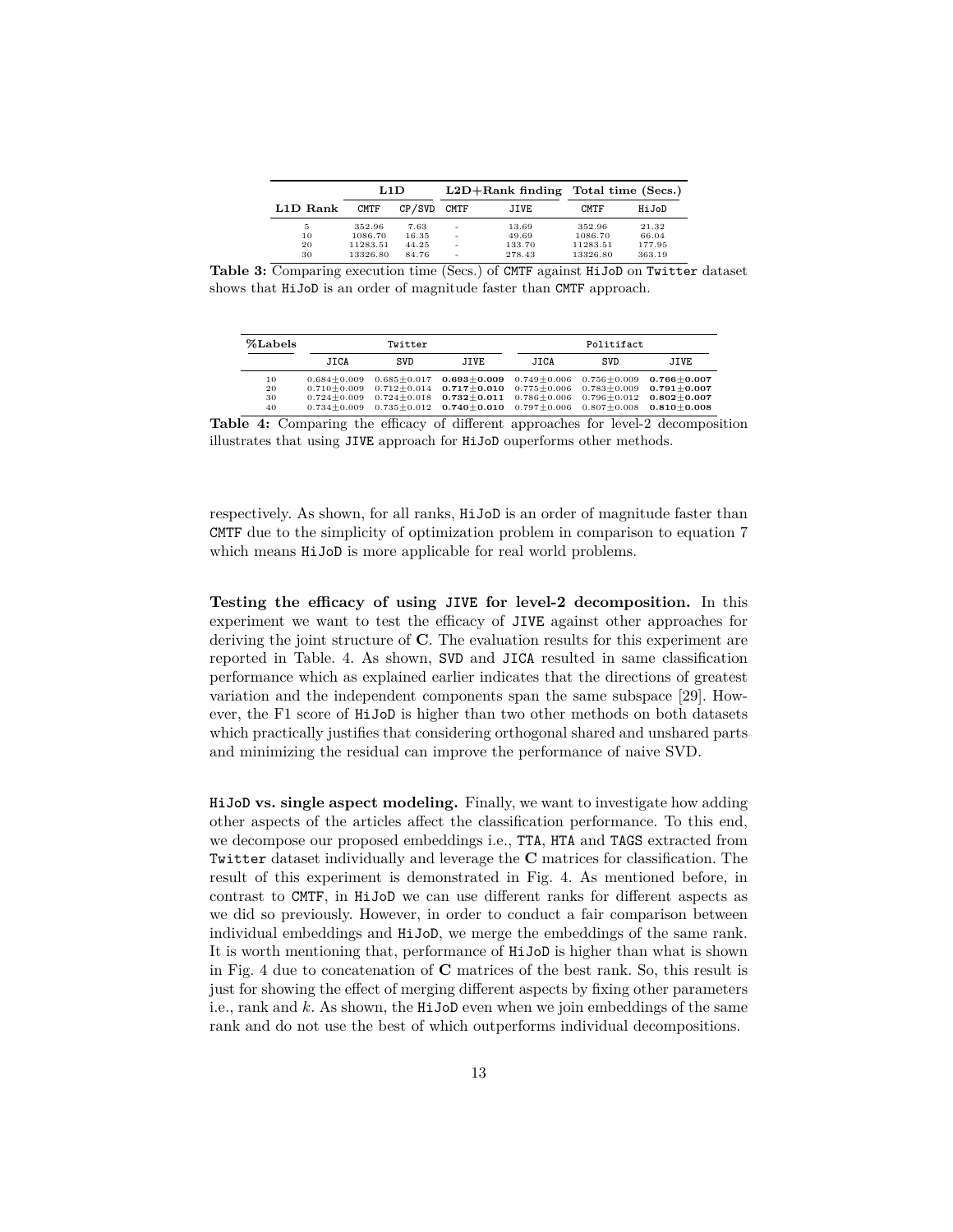| | L1D | | L2D+Rank finding | | Total time (Secs.) | |
|---|---|---|---|---|---|---|
| L1D Rank | CMTF | CP/SVD | CMTF | JIVE | CMTF | HiJoD |
| 5 | 352.96 | 7.63 | - | 13.69 | 352.96 | 21.32 |
| 10 | 1086.70 | 16.35 | - | 49.69 | 1086.70 | 66.04 |
| 20 | 11283.51 | 44.25 | - | 133.70 | 11283.51 | 177.95 |
| 30 | 13326.80 | 84.76 | - | 278.43 | 13326.80 | 363.19 |

**Table 3:** Comparing execution time (Secs.) of CMTF against HiJoD on Twitter dataset shows that HiJoD is an order of magnitude faster than CMTF approach.

| %Labels | Twitter | | | Politifact | | |
|---|---|---|---|---|---|---|
| | JICA | SVD | JIVE | JICA | SVD | JIVE |
| 10 | $0.684 \pm 0.009$ | $0.685 \pm 0.017$ | $\mathbf{0.693 \pm 0.009}$ | $0.749 \pm 0.006$ | $0.756 \pm 0.009$ | $\mathbf{0.766 \pm 0.007}$ |
| 20 | $0.710 \pm 0.009$ | $0.712 \pm 0.014$ | $\mathbf{0.717 \pm 0.010}$ | $0.775 \pm 0.006$ | $0.783 \pm 0.009$ | $\mathbf{0.791 \pm 0.007}$ |
| 30 | $0.724 \pm 0.009$ | $0.724 \pm 0.018$ | $\mathbf{0.732 \pm 0.011}$ | $0.786 \pm 0.006$ | $0.796 \pm 0.012$ | $\mathbf{0.802 \pm 0.007}$ |
| 40 | $0.734 \pm 0.009$ | $0.735 \pm 0.012$ | $\mathbf{0.740 \pm 0.010}$ | $0.797 \pm 0.006$ | $0.807 \pm 0.008$ | $\mathbf{0.810 \pm 0.008}$ |

**Table 4:** Comparing the efficacy of different approaches for level-2 decomposition illustrates that using JIVE approach for HiJoD ouperforms other methods.

respectively. As shown, for all ranks, HiJoD is an order of magnitude faster than CMTF due to the simplicity of optimization problem in comparison to equation 7 which means HiJoD is more applicable for real world problems.

**Testing the efficacy of using JIVE for level-2 decomposition.** In this experiment we want to test the efficacy of JIVE against other approaches for deriving the joint structure of **C**. The evaluation results for this experiment are reported in Table. 4. As shown, SVD and JICA resulted in same classification performance which as explained earlier indicates that the directions of greatest variation and the independent components span the same subspace [29]. However, the F1 score of HiJoD is higher than two other methods on both datasets which practically justifies that considering orthogonal shared and unshared parts and minimizing the residual can improve the performance of naive SVD.

**HiJoD vs. single aspect modeling.** Finally, we want to investigate how adding other aspects of the articles affect the classification performance. To this end, we decompose our proposed embeddings i.e., TTA, HTA and TAGS extracted from Twitter dataset individually and leverage the **C** matrices for classification. The result of this experiment is demonstrated in Fig. 4. As mentioned before, in contrast to CMTF, in HiJoD we can use different ranks for different aspects as we did so previously. However, in order to conduct a fair comparison between individual embeddings and HiJoD, we merge the embeddings of the same rank. It is worth mentioning that, performance of HiJoD is higher than what is shown in Fig. 4 due to concatenation of **C** matrices of the best rank. So, this result is just for showing the effect of merging different aspects by fixing other parameters i.e., rank and $k$. As shown, the HiJoD even when we join embeddings of the same rank and do not use the best of which outperforms individual decompositions.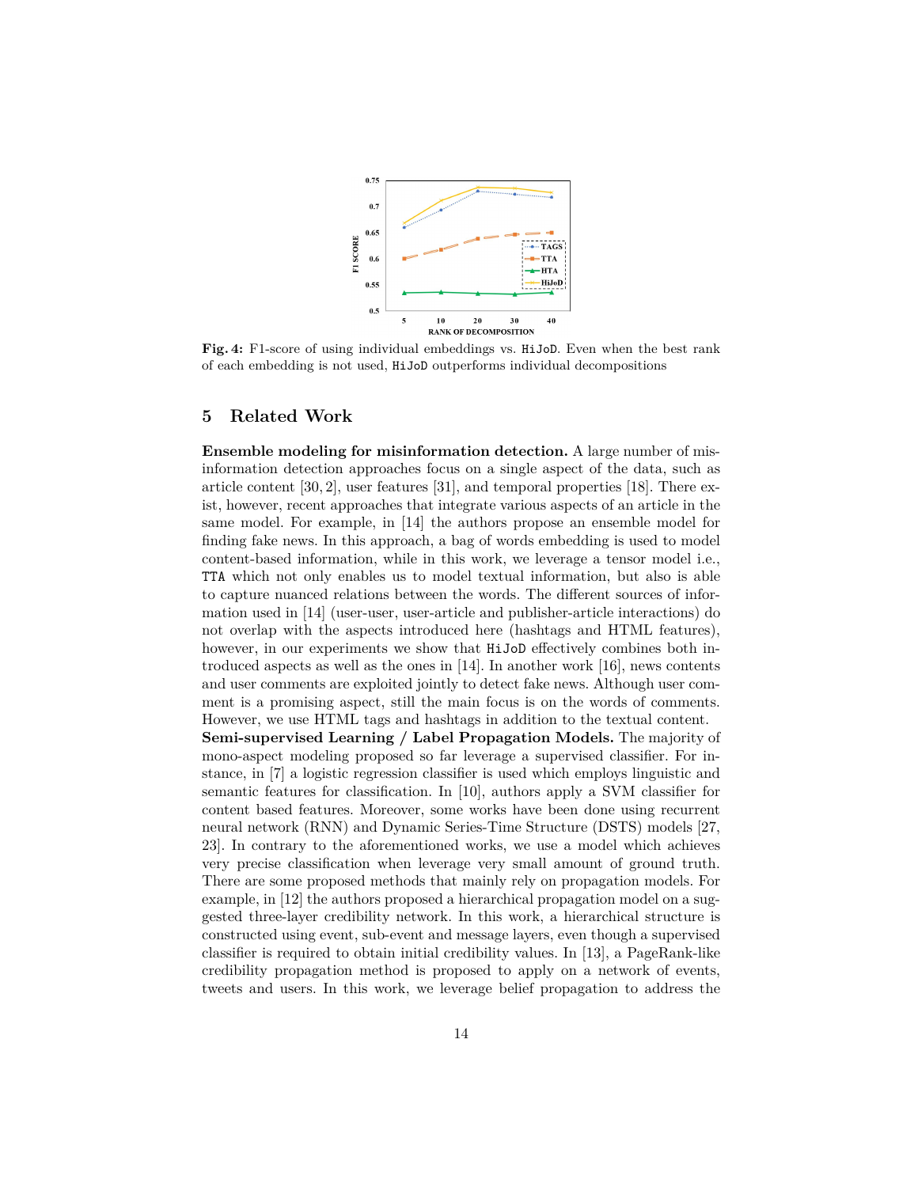**Fig. 4:** F1-score of using individual embeddings vs. `HiJoD`. Even when the best rank of each embedding is not used, `HiJoD` outperforms individual decompositions

## 5 Related Work

**Ensemble modeling for misinformation detection.** A large number of misinformation detection approaches focus on a single aspect of the data, such as article content [30, 2], user features [31], and temporal properties [18]. There exist, however, recent approaches that integrate various aspects of an article in the same model. For example, in [14] the authors propose an ensemble model for finding fake news. In this approach, a bag of words embedding is used to model content-based information, while in this work, we leverage a tensor model i.e., `TTA` which not only enables us to model textual information, but also is able to capture nuanced relations between the words. The different sources of information used in [14] (user-user, user-article and publisher-article interactions) do not overlap with the aspects introduced here (hashtags and HTML features), however, in our experiments we show that `HiJoD` effectively combines both introduced aspects as well as the ones in [14]. In another work [16], news contents and user comments are exploited jointly to detect fake news. Although user comment is a promising aspect, still the main focus is on the words of comments. However, we use HTML tags and hashtags in addition to the textual content.

**Semi-supervised Learning / Label Propagation Models.** The majority of mono-aspect modeling proposed so far leverage a supervised classifier. For instance, in [7] a logistic regression classifier is used which employs linguistic and semantic features for classification. In [10], authors apply a SVM classifier for content based features. Moreover, some works have been done using recurrent neural network (RNN) and Dynamic Series-Time Structure (DSTS) models [27, 23]. In contrary to the aforementioned works, we use a model which achieves very precise classification when leverage very small amount of ground truth. There are some proposed methods that mainly rely on propagation models. For example, in [12] the authors proposed a hierarchical propagation model on a suggested three-layer credibility network. In this work, a hierarchical structure is constructed using event, sub-event and message layers, even though a supervised classifier is required to obtain initial credibility values. In [13], a PageRank-like credibility propagation method is proposed to apply on a network of events, tweets and users. In this work, we leverage belief propagation to address the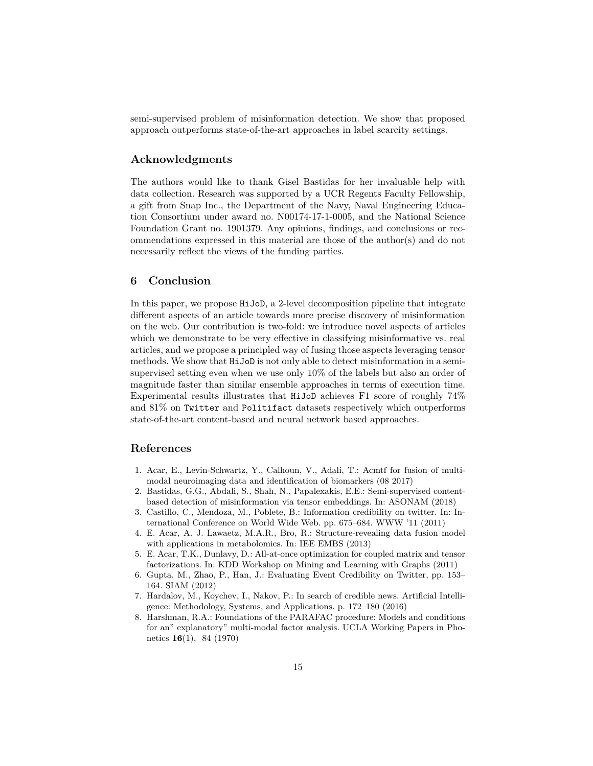semi-supervised problem of misinformation detection. We show that proposed approach outperforms state-of-the-art approaches in label scarcity settings.

## Acknowledgments

The authors would like to thank Gisel Bastidas for her invaluable help with data collection. Research was supported by a UCR Regents Faculty Fellowship, a gift from Snap Inc., the Department of the Navy, Naval Engineering Education Consortium under award no. N00174-17-1-0005, and the National Science Foundation Grant no. 1901379. Any opinions, findings, and conclusions or recommendations expressed in this material are those of the author(s) and do not necessarily reflect the views of the funding parties.

## 6 Conclusion

In this paper, we propose `HiJoD`, a 2-level decomposition pipeline that integrate different aspects of an article towards more precise discovery of misinformation on the web. Our contribution is two-fold: we introduce novel aspects of articles which we demonstrate to be very effective in classifying misinformative vs. real articles, and we propose a principled way of fusing those aspects leveraging tensor methods. We show that `HiJoD` is not only able to detect misinformation in a semi-supervised setting even when we use only 10% of the labels but also an order of magnitude faster than similar ensemble approaches in terms of execution time. Experimental results illustrates that `HiJoD` achieves F1 score of roughly 74% and 81% on `Twitter` and `Politifact` datasets respectively which outperforms state-of-the-art content-based and neural network based approaches.

## References

1. Acar, E., Levin-Schwartz, Y., Calhoun, V., Adali, T.: Acmtf for fusion of multimodal neuroimaging data and identification of biomarkers (08 2017)
2. Bastidas, G.G., Abdali, S., Shah, N., Papalexakis, E.E.: Semi-supervised content-based detection of misinformation via tensor embeddings. In: ASONAM (2018)
3. Castillo, C., Mendoza, M., Poblete, B.: Information credibility on twitter. In: International Conference on World Wide Web. pp. 675–684. WWW '11 (2011)
4. E. Acar, A. J. Lawaetz, M.A.R., Bro, R.: Structure-revealing data fusion model with applications in metabolomics. In: IEE EMBS (2013)
5. E. Acar, T.K., Dunlavy, D.: All-at-once optimization for coupled matrix and tensor factorizations. In: KDD Workshop on Mining and Learning with Graphs (2011)
6. Gupta, M., Zhao, P., Han, J.: Evaluating Event Credibility on Twitter, pp. 153–164. SIAM (2012)
7. Hardalov, M., Koychev, I., Nakov, P.: In search of credible news. Artificial Intelligence: Methodology, Systems, and Applications. p. 172–180 (2016)
8. Harshman, R.A.: Foundations of the PARAFAC procedure: Models and conditions for an" explanatory" multi-modal factor analysis. UCLA Working Papers in Phonetics **16**(1), 84 (1970)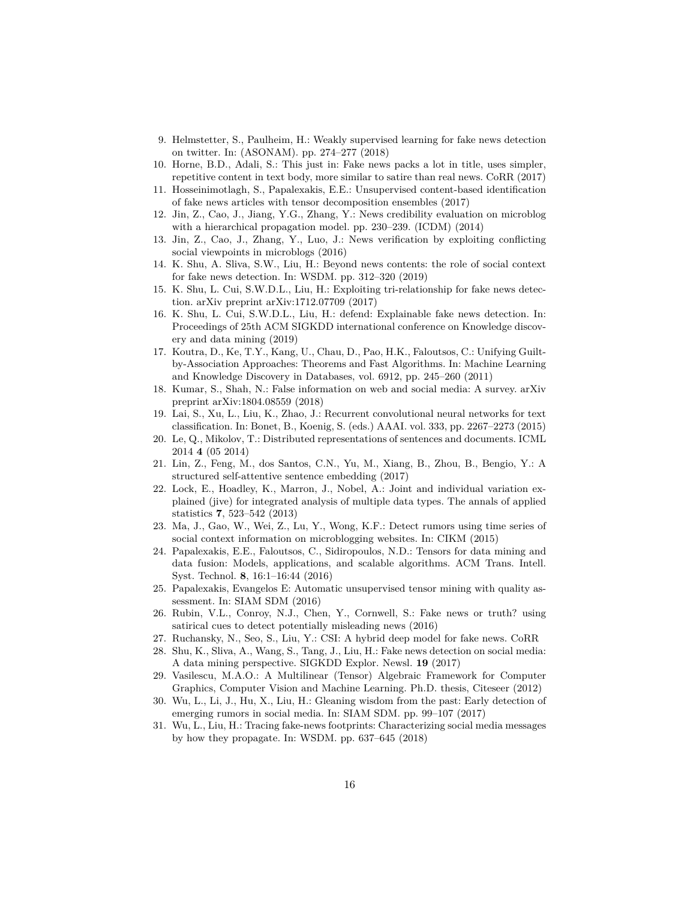9. Helmstetter, S., Paulheim, H.: Weakly supervised learning for fake news detection on twitter. In: (ASONAM). pp. 274–277 (2018)
10. Horne, B.D., Adali, S.: This just in: Fake news packs a lot in title, uses simpler, repetitive content in text body, more similar to satire than real news. CoRR (2017)
11. Hosseinimotlagh, S., Papalexakis, E.E.: Unsupervised content-based identification of fake news articles with tensor decomposition ensembles (2017)
12. Jin, Z., Cao, J., Jiang, Y.G., Zhang, Y.: News credibility evaluation on microblog with a hierarchical propagation model. pp. 230–239. (ICDM) (2014)
13. Jin, Z., Cao, J., Zhang, Y., Luo, J.: News verification by exploiting conflicting social viewpoints in microblogs (2016)
14. K. Shu, A. Sliva, S.W., Liu, H.: Beyond news contents: the role of social context for fake news detection. In: WSDM. pp. 312–320 (2019)
15. K. Shu, L. Cui, S.W.D.L., Liu, H.: Exploiting tri-relationship for fake news detection. arXiv preprint arXiv:1712.07709 (2017)
16. K. Shu, L. Cui, S.W.D.L., Liu, H.: defend: Explainable fake news detection. In: Proceedings of 25th ACM SIGKDD international conference on Knowledge discovery and data mining (2019)
17. Koutra, D., Ke, T.Y., Kang, U., Chau, D., Pao, H.K., Faloutsos, C.: Unifying Guilt-by-Association Approaches: Theorems and Fast Algorithms. In: Machine Learning and Knowledge Discovery in Databases, vol. 6912, pp. 245–260 (2011)
18. Kumar, S., Shah, N.: False information on web and social media: A survey. arXiv preprint arXiv:1804.08559 (2018)
19. Lai, S., Xu, L., Liu, K., Zhao, J.: Recurrent convolutional neural networks for text classification. In: Bonet, B., Koenig, S. (eds.) AAAI. vol. 333, pp. 2267–2273 (2015)
20. Le, Q., Mikolov, T.: Distributed representations of sentences and documents. ICML 2014 **4** (05 2014)
21. Lin, Z., Feng, M., dos Santos, C.N., Yu, M., Xiang, B., Zhou, B., Bengio, Y.: A structured self-attentive sentence embedding (2017)
22. Lock, E., Hoadley, K., Marron, J., Nobel, A.: Joint and individual variation explained (jive) for integrated analysis of multiple data types. The annals of applied statistics **7**, 523–542 (2013)
23. Ma, J., Gao, W., Wei, Z., Lu, Y., Wong, K.F.: Detect rumors using time series of social context information on microblogging websites. In: CIKM (2015)
24. Papalexakis, E.E., Faloutsos, C., Sidiropoulos, N.D.: Tensors for data mining and data fusion: Models, applications, and scalable algorithms. ACM Trans. Intell. Syst. Technol. **8**, 16:1–16:44 (2016)
25. Papalexakis, Evangelos E: Automatic unsupervised tensor mining with quality assessment. In: SIAM SDM (2016)
26. Rubin, V.L., Conroy, N.J., Chen, Y., Cornwell, S.: Fake news or truth? using satirical cues to detect potentially misleading news (2016)
27. Ruchansky, N., Seo, S., Liu, Y.: CSI: A hybrid deep model for fake news. CoRR
28. Shu, K., Sliva, A., Wang, S., Tang, J., Liu, H.: Fake news detection on social media: A data mining perspective. SIGKDD Explor. Newsl. **19** (2017)
29. Vasilescu, M.A.O.: A Multilinear (Tensor) Algebraic Framework for Computer Graphics, Computer Vision and Machine Learning. Ph.D. thesis, Citeseer (2012)
30. Wu, L., Li, J., Hu, X., Liu, H.: Gleaning wisdom from the past: Early detection of emerging rumors in social media. In: SIAM SDM. pp. 99–107 (2017)
31. Wu, L., Liu, H.: Tracing fake-news footprints: Characterizing social media messages by how they propagate. In: WSDM. pp. 637–645 (2018)